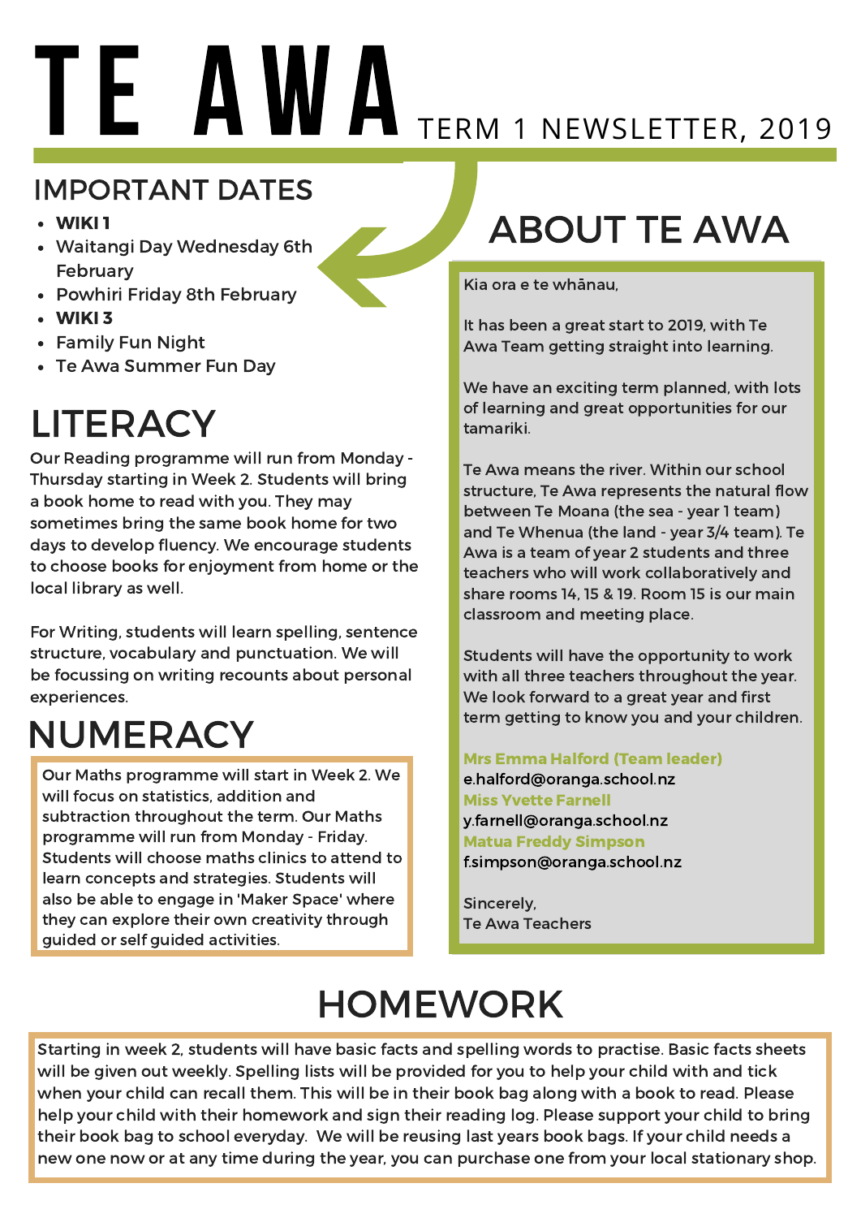# TE AWA TERM 1 NEWSLETTER, 2019

## IMPORTANT DATES

- **WIKI 1**
- Waitangi Day Wednesday 6th February
- Powhiri Friday 8th February
- **WIKI 3**
- Family Fun Night
- Te Awa Summer Fun Day

## ABOUT TE AWA

Kia ora e te whānau,

It has been a great start to 2019, with Te Awa Team getting straight into learning.

We have an exciting term planned, with lots of learning and great opportunities for our tamariki.

Te Awa means the river. Within our school structure, Te Awa represents the natural flow between Te Moana (the sea - year 1 team) and Te Whenua (the land - year 3/4 team). Te Awa is a team of year 2 students and three teachers who will work collaboratively and share rooms 14, 15 & 19. Room 15 is our main classroom and meeting place.

Students will have the opportunity to work with all three teachers throughout the year. We look forward to a great year and first term getting to know you and your children.

**Mrs Emma Halford (Team leader)**
e.halford@oranga.school.nz
**Miss Yvette Farnell**
y.farnell@oranga.school.nz
**Matua Freddy Simpson**
f.simpson@oranga.school.nz

Sincerely,
Te Awa Teachers

## LITERACY

Our Reading programme will run from Monday - Thursday starting in Week 2. Students will bring a book home to read with you. They may sometimes bring the same book home for two days to develop fluency. We encourage students to choose books for enjoyment from home or the local library as well.

For Writing, students will learn spelling, sentence structure, vocabulary and punctuation. We will be focussing on writing recounts about personal experiences.

## NUMERACY

Our Maths programme will start in Week 2. We will focus on statistics, addition and subtraction throughout the term. Our Maths programme will run from Monday - Friday. Students will choose maths clinics to attend to learn concepts and strategies. Students will also be able to engage in 'Maker Space' where they can explore their own creativity through guided or self guided activities.

## HOMEWORK

Starting in week 2, students will have basic facts and spelling words to practise. Basic facts sheets will be given out weekly. Spelling lists will be provided for you to help your child with and tick when your child can recall them. This will be in their book bag along with a book to read. Please help your child with their homework and sign their reading log. Please support your child to bring their book bag to school everyday. We will be reusing last years book bags. If your child needs a new one now or at any time during the year, you can purchase one from your local stationary shop.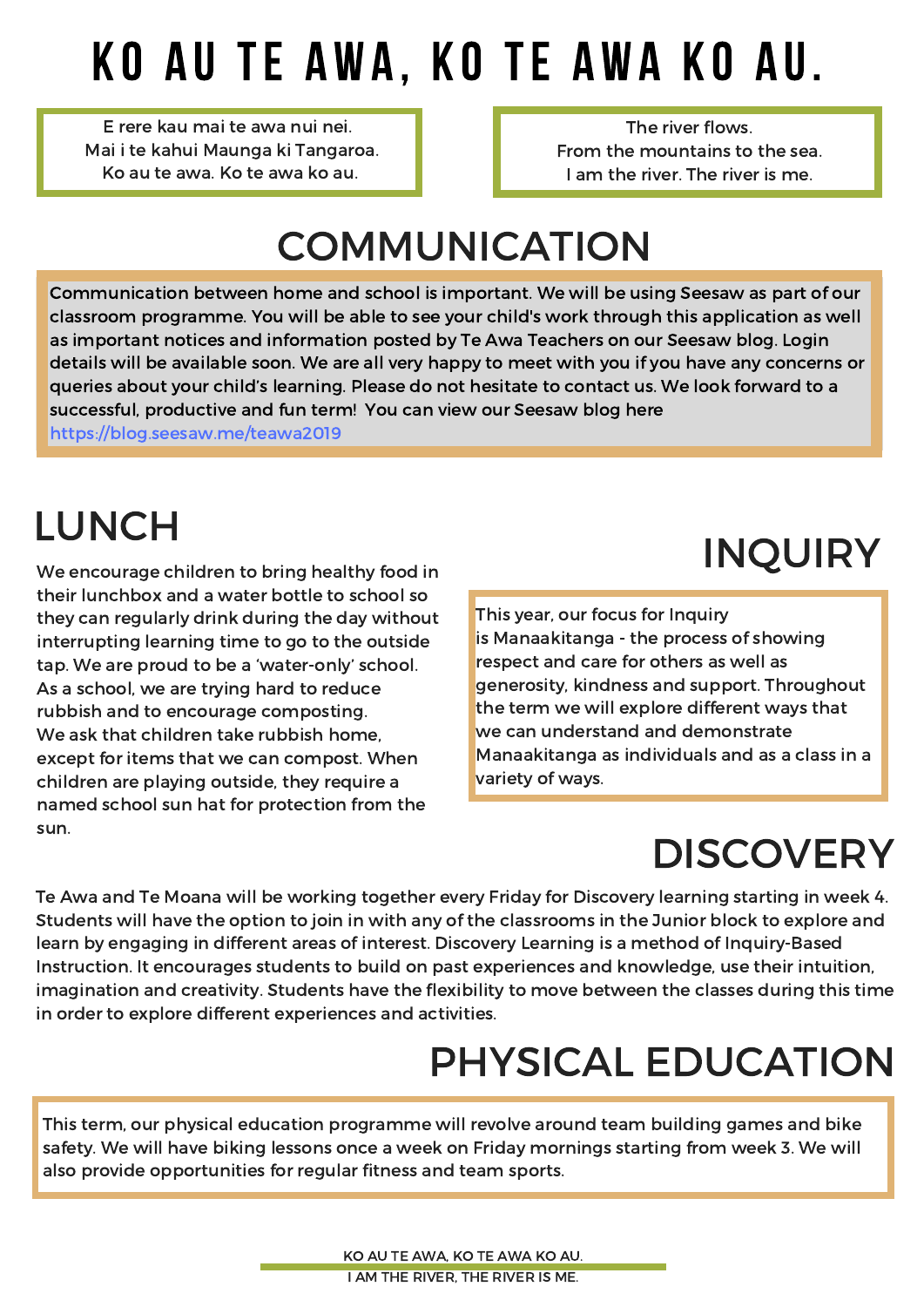# KO AU TE AWA, KO TE AWA KO AU.

E rere kau mai te awa nui nei.
Mai i te kahui Maunga ki Tangaroa.
Ko au te awa. Ko te awa ko au.

The river flows.
From the mountains to the sea.
I am the river. The river is me.

## COMMUNICATION

Communication between home and school is important. We will be using Seesaw as part of our classroom programme. You will be able to see your child's work through this application as well as important notices and information posted by Te Awa Teachers on our Seesaw blog. Login details will be available soon. We are all very happy to meet with you if you have any concerns or queries about your child's learning. Please do not hesitate to contact us. We look forward to a successful, productive and fun term! You can view our Seesaw blog here https://blog.seesaw.me/teawa2019

## LUNCH

We encourage children to bring healthy food in their lunchbox and a water bottle to school so they can regularly drink during the day without interrupting learning time to go to the outside tap. We are proud to be a 'water-only' school. As a school, we are trying hard to reduce rubbish and to encourage composting. We ask that children take rubbish home, except for items that we can compost. When children are playing outside, they require a named school sun hat for protection from the sun.

## INQUIRY

This year, our focus for Inquiry is Manaakitanga - the process of showing respect and care for others as well as generosity, kindness and support. Throughout the term we will explore different ways that we can understand and demonstrate Manaakitanga as individuals and as a class in a variety of ways.

## DISCOVERY

Te Awa and Te Moana will be working together every Friday for Discovery learning starting in week 4. Students will have the option to join in with any of the classrooms in the Junior block to explore and learn by engaging in different areas of interest. Discovery Learning is a method of Inquiry-Based Instruction. It encourages students to build on past experiences and knowledge, use their intuition, imagination and creativity. Students have the flexibility to move between the classes during this time in order to explore different experiences and activities.

## PHYSICAL EDUCATION

This term, our physical education programme will revolve around team building games and bike safety. We will have biking lessons once a week on Friday mornings starting from week 3. We will also provide opportunities for regular fitness and team sports.

KO AU TE AWA, KO TE AWA KO AU.
I AM THE RIVER, THE RIVER IS ME.